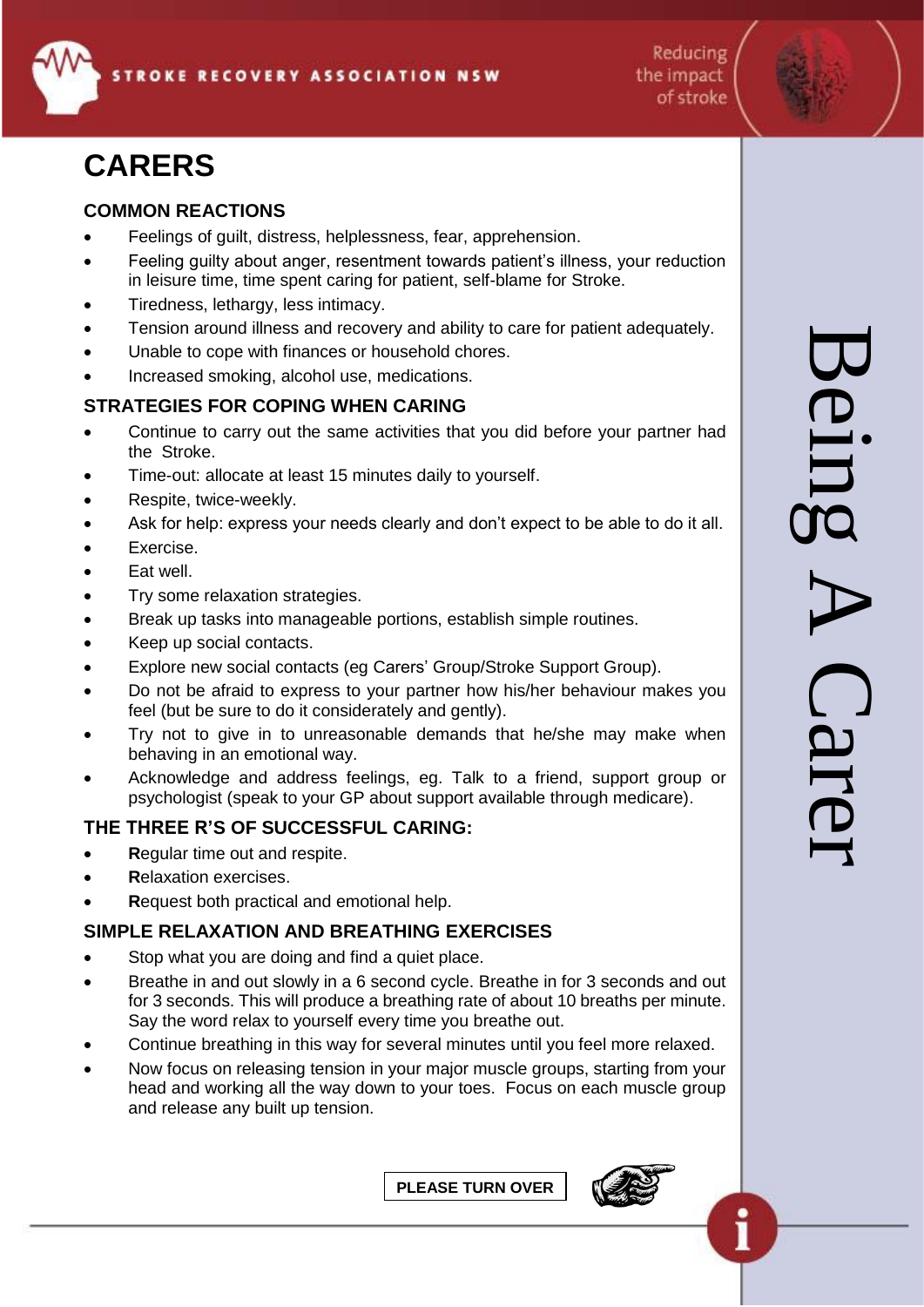# CARERS

## COMMON REACTIONS

- Feelings of guilt, distress, helplessness, fear, apprehension.
- Feeling guilty about anger, resentment towards patient's illness, your reduction in leisure time, time spent caring for patient, self-blame for Stroke.
- Tiredness, lethargy, less intimacy.
- Tension around illness and recovery and ability to care for patient adequately.
- Unable to cope with finances or household chores.
- Increased smoking, alcohol use, medications.

## STRATEGIES FOR COPING WHEN CARING

- Continue to carry out the same activities that you did before your partner had the Stroke.
- Time-out: allocate at least 15 minutes daily to yourself.
- Respite, twice-weekly.
- Ask for help: express your needs clearly and don't expect to be able to do it all.
- Exercise.
- Eat well.
- Try some relaxation strategies.
- Break up tasks into manageable portions, establish simple routines.
- Keep up social contacts.
- Explore new social contacts (eg Carers' Group/Stroke Support Group).
- Do not be afraid to express to your partner how his/her behaviour makes you feel (but be sure to do it considerately and gently).
- Try not to give in to unreasonable demands that he/she may make when behaving in an emotional way.
- Acknowledge and address feelings, eg. Talk to a friend, support group or psychologist (speak to your GP about support available through medicare).

## THE THREE R'S OF SUCCESSFUL CARING:

- **R**egular time out and respite.
- **R**elaxation exercises.
- **R**equest both practical and emotional help.

## SIMPLE RELAXATION AND BREATHING EXERCISES

- Stop what you are doing and find a quiet place.
- Breathe in and out slowly in a 6 second cycle. Breathe in for 3 seconds and out for 3 seconds. This will produce a breathing rate of about 10 breaths per minute. Say the word relax to yourself every time you breathe out.
- Continue breathing in this way for several minutes until you feel more relaxed.
- Now focus on releasing tension in your major muscle groups, starting from your head and working all the way down to your toes. Focus on each muscle group and release any built up tension.

**PLEASE TURN OVER**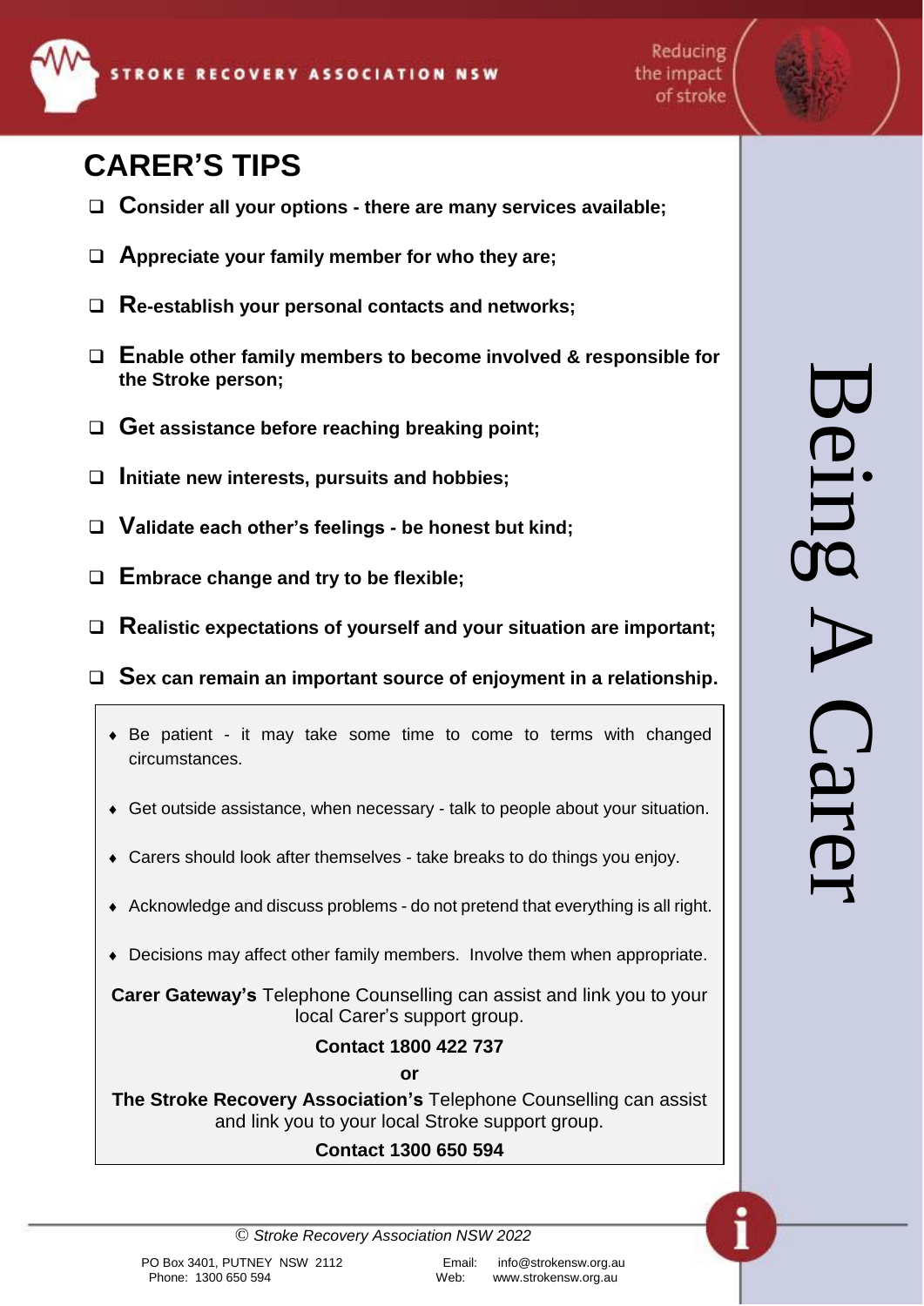# CARER'S TIPS

- **Consider all your options - there are many services available;**
- **Appreciate your family member for who they are;**
- **Re-establish your personal contacts and networks;**
- **Enable other family members to become involved & responsible for the Stroke person;**
- **Get assistance before reaching breaking point;**
- **Initiate new interests, pursuits and hobbies;**
- **Validate each other's feelings - be honest but kind;**
- **Embrace change and try to be flexible;**
- **Realistic expectations of yourself and your situation are important;**
- **Sex can remain an important source of enjoyment in a relationship.**

- Be patient - it may take some time to come to terms with changed circumstances.
- Get outside assistance, when necessary - talk to people about your situation.
- Carers should look after themselves - take breaks to do things you enjoy.
- Acknowledge and discuss problems - do not pretend that everything is all right.
- Decisions may affect other family members. Involve them when appropriate.

**Carer Gateway's** Telephone Counselling can assist and link you to your local Carer's support group.

**Contact 1800 422 737**

**or**

**The Stroke Recovery Association's** Telephone Counselling can assist and link you to your local Stroke support group.

**Contact 1300 650 594**

Being A Carer

*© Stroke Recovery Association NSW 2022*

PO Box 3401, PUTNEY NSW 2112
Phone: 1300 650 594

Email: info@strokensw.org.au
Web: www.strokensw.org.au